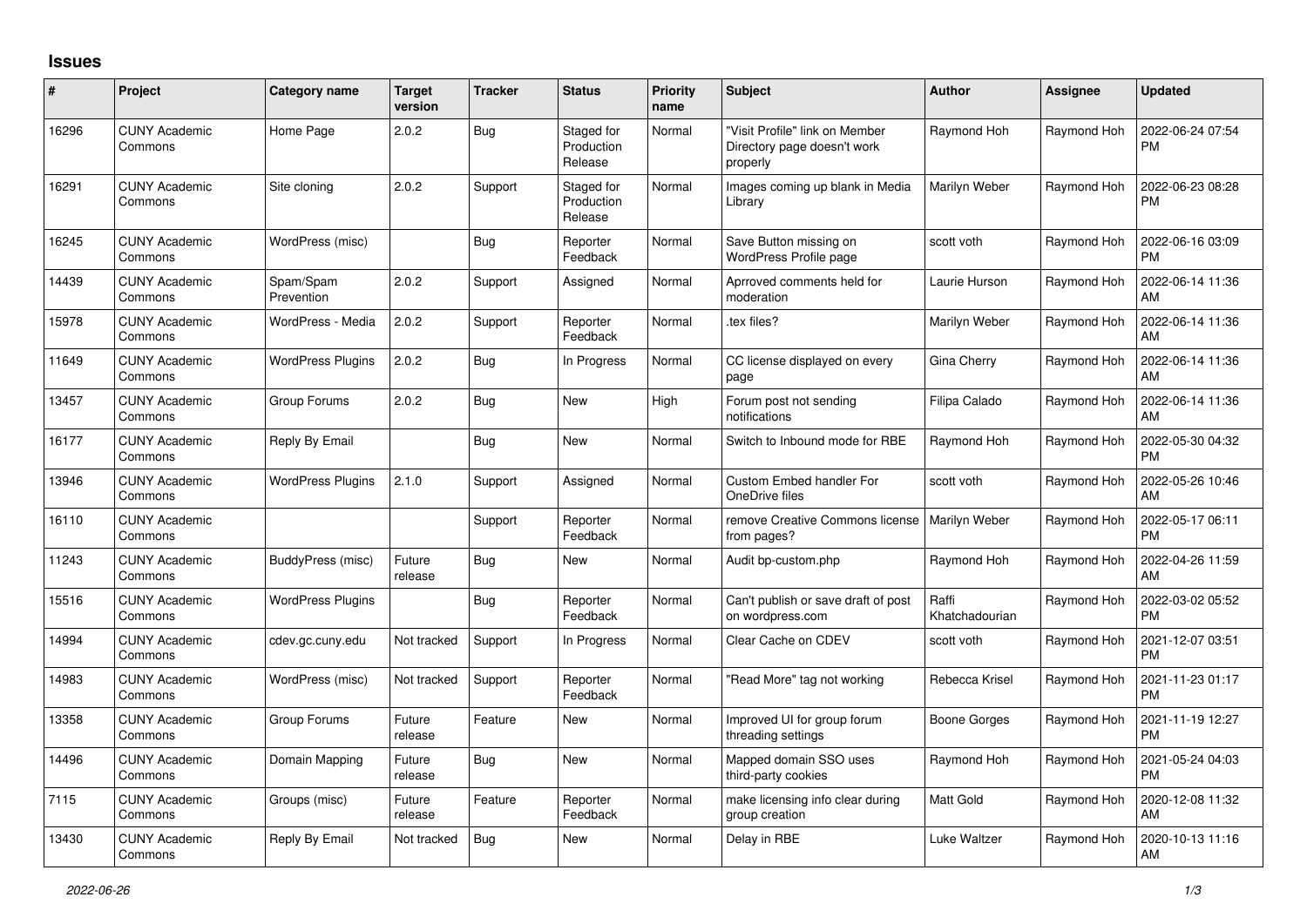## Issues

| # | Project | Category name | Target version | Tracker | Status | Priority name | Subject | Author | Assignee | Updated |
|---|---|---|---|---|---|---|---|---|---|---|
| 16296 | CUNY Academic Commons | Home Page | 2.0.2 | Bug | Staged for Production Release | Normal | "Visit Profile" link on Member Directory page doesn't work properly | Raymond Hoh | Raymond Hoh | 2022-06-24 07:54 PM |
| 16291 | CUNY Academic Commons | Site cloning | 2.0.2 | Support | Staged for Production Release | Normal | Images coming up blank in Media Library | Marilyn Weber | Raymond Hoh | 2022-06-23 08:28 PM |
| 16245 | CUNY Academic Commons | WordPress (misc) | | Bug | Reporter Feedback | Normal | Save Button missing on WordPress Profile page | scott voth | Raymond Hoh | 2022-06-16 03:09 PM |
| 14439 | CUNY Academic Commons | Spam/Spam Prevention | 2.0.2 | Support | Assigned | Normal | Aprroved comments held for moderation | Laurie Hurson | Raymond Hoh | 2022-06-14 11:36 AM |
| 15978 | CUNY Academic Commons | WordPress - Media | 2.0.2 | Support | Reporter Feedback | Normal | .tex files? | Marilyn Weber | Raymond Hoh | 2022-06-14 11:36 AM |
| 11649 | CUNY Academic Commons | WordPress Plugins | 2.0.2 | Bug | In Progress | Normal | CC license displayed on every page | Gina Cherry | Raymond Hoh | 2022-06-14 11:36 AM |
| 13457 | CUNY Academic Commons | Group Forums | 2.0.2 | Bug | New | High | Forum post not sending notifications | Filipa Calado | Raymond Hoh | 2022-06-14 11:36 AM |
| 16177 | CUNY Academic Commons | Reply By Email | | Bug | New | Normal | Switch to Inbound mode for RBE | Raymond Hoh | Raymond Hoh | 2022-05-30 04:32 PM |
| 13946 | CUNY Academic Commons | WordPress Plugins | 2.1.0 | Support | Assigned | Normal | Custom Embed handler For OneDrive files | scott voth | Raymond Hoh | 2022-05-26 10:46 AM |
| 16110 | CUNY Academic Commons | | | Support | Reporter Feedback | Normal | remove Creative Commons license from pages? | Marilyn Weber | Raymond Hoh | 2022-05-17 06:11 PM |
| 11243 | CUNY Academic Commons | BuddyPress (misc) | Future release | Bug | New | Normal | Audit bp-custom.php | Raymond Hoh | Raymond Hoh | 2022-04-26 11:59 AM |
| 15516 | CUNY Academic Commons | WordPress Plugins | | Bug | Reporter Feedback | Normal | Can't publish or save draft of post on wordpress.com | Raffi Khatchadourian | Raymond Hoh | 2022-03-02 05:52 PM |
| 14994 | CUNY Academic Commons | cdev.gc.cuny.edu | Not tracked | Support | In Progress | Normal | Clear Cache on CDEV | scott voth | Raymond Hoh | 2021-12-07 03:51 PM |
| 14983 | CUNY Academic Commons | WordPress (misc) | Not tracked | Support | Reporter Feedback | Normal | "Read More" tag not working | Rebecca Krisel | Raymond Hoh | 2021-11-23 01:17 PM |
| 13358 | CUNY Academic Commons | Group Forums | Future release | Feature | New | Normal | Improved UI for group forum threading settings | Boone Gorges | Raymond Hoh | 2021-11-19 12:27 PM |
| 14496 | CUNY Academic Commons | Domain Mapping | Future release | Bug | New | Normal | Mapped domain SSO uses third-party cookies | Raymond Hoh | Raymond Hoh | 2021-05-24 04:03 PM |
| 7115 | CUNY Academic Commons | Groups (misc) | Future release | Feature | Reporter Feedback | Normal | make licensing info clear during group creation | Matt Gold | Raymond Hoh | 2020-12-08 11:32 AM |
| 13430 | CUNY Academic Commons | Reply By Email | Not tracked | Bug | New | Normal | Delay in RBE | Luke Waltzer | Raymond Hoh | 2020-10-13 11:16 AM |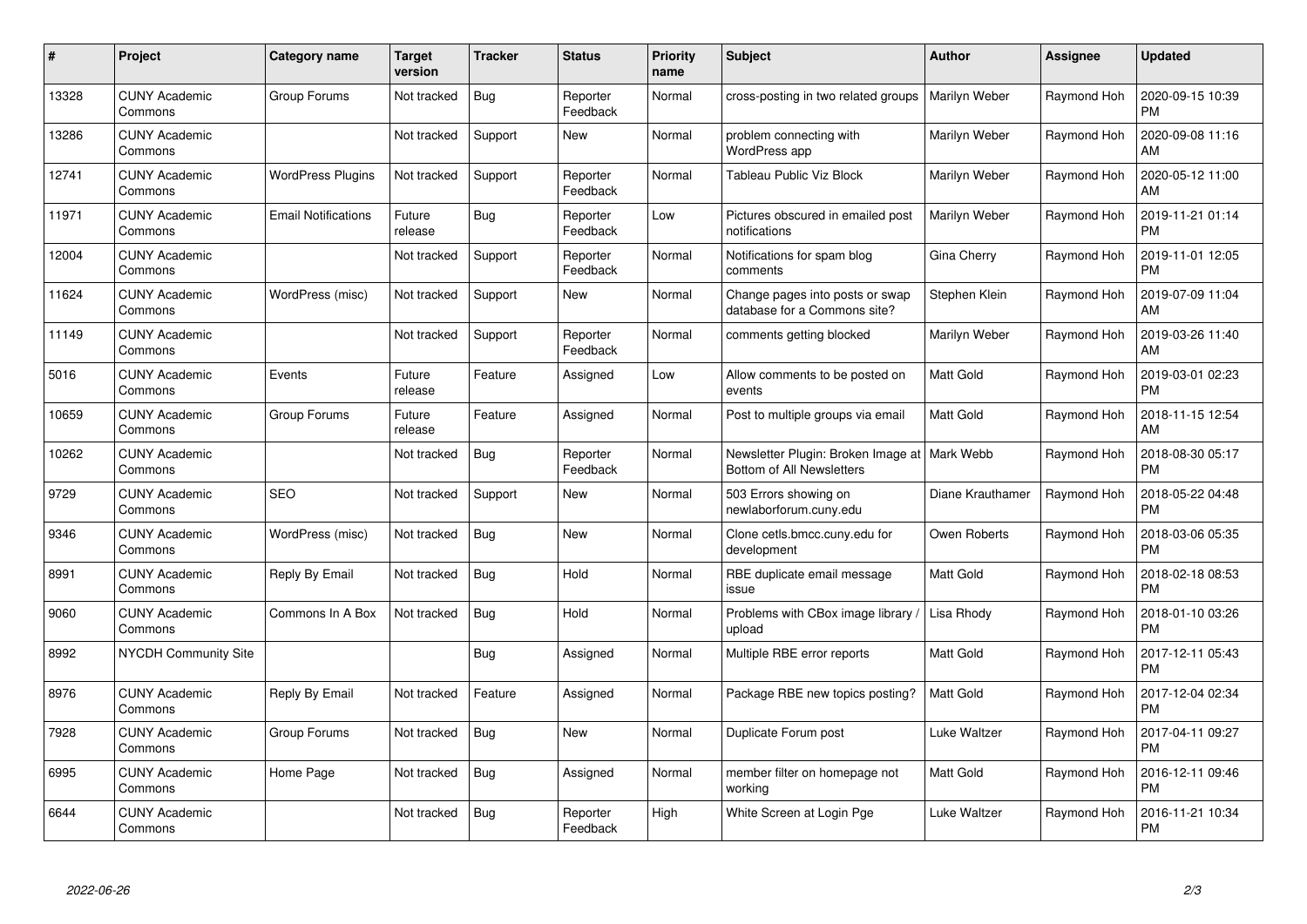| # | Project | Category name | Target version | Tracker | Status | Priority name | Subject | Author | Assignee | Updated |
|---|---|---|---|---|---|---|---|---|---|---|
| 13328 | CUNY Academic Commons | Group Forums | Not tracked | Bug | Reporter Feedback | Normal | cross-posting in two related groups | Marilyn Weber | Raymond Hoh | 2020-09-15 10:39 PM |
| 13286 | CUNY Academic Commons | | Not tracked | Support | New | Normal | problem connecting with WordPress app | Marilyn Weber | Raymond Hoh | 2020-09-08 11:16 AM |
| 12741 | CUNY Academic Commons | WordPress Plugins | Not tracked | Support | Reporter Feedback | Normal | Tableau Public Viz Block | Marilyn Weber | Raymond Hoh | 2020-05-12 11:00 AM |
| 11971 | CUNY Academic Commons | Email Notifications | Future release | Bug | Reporter Feedback | Low | Pictures obscured in emailed post notifications | Marilyn Weber | Raymond Hoh | 2019-11-21 01:14 PM |
| 12004 | CUNY Academic Commons | | Not tracked | Support | Reporter Feedback | Normal | Notifications for spam blog comments | Gina Cherry | Raymond Hoh | 2019-11-01 12:05 PM |
| 11624 | CUNY Academic Commons | WordPress (misc) | Not tracked | Support | New | Normal | Change pages into posts or swap database for a Commons site? | Stephen Klein | Raymond Hoh | 2019-07-09 11:04 AM |
| 11149 | CUNY Academic Commons | | Not tracked | Support | Reporter Feedback | Normal | comments getting blocked | Marilyn Weber | Raymond Hoh | 2019-03-26 11:40 AM |
| 5016 | CUNY Academic Commons | Events | Future release | Feature | Assigned | Low | Allow comments to be posted on events | Matt Gold | Raymond Hoh | 2019-03-01 02:23 PM |
| 10659 | CUNY Academic Commons | Group Forums | Future release | Feature | Assigned | Normal | Post to multiple groups via email | Matt Gold | Raymond Hoh | 2018-11-15 12:54 AM |
| 10262 | CUNY Academic Commons | | Not tracked | Bug | Reporter Feedback | Normal | Newsletter Plugin: Broken Image at Bottom of All Newsletters | Mark Webb | Raymond Hoh | 2018-08-30 05:17 PM |
| 9729 | CUNY Academic Commons | SEO | Not tracked | Support | New | Normal | 503 Errors showing on newlaborforum.cuny.edu | Diane Krauthamer | Raymond Hoh | 2018-05-22 04:48 PM |
| 9346 | CUNY Academic Commons | WordPress (misc) | Not tracked | Bug | New | Normal | Clone cetls.bmcc.cuny.edu for development | Owen Roberts | Raymond Hoh | 2018-03-06 05:35 PM |
| 8991 | CUNY Academic Commons | Reply By Email | Not tracked | Bug | Hold | Normal | RBE duplicate email message issue | Matt Gold | Raymond Hoh | 2018-02-18 08:53 PM |
| 9060 | CUNY Academic Commons | Commons In A Box | Not tracked | Bug | Hold | Normal | Problems with CBox image library / upload | Lisa Rhody | Raymond Hoh | 2018-01-10 03:26 PM |
| 8992 | NYCDH Community Site | | | Bug | Assigned | Normal | Multiple RBE error reports | Matt Gold | Raymond Hoh | 2017-12-11 05:43 PM |
| 8976 | CUNY Academic Commons | Reply By Email | Not tracked | Feature | Assigned | Normal | Package RBE new topics posting? | Matt Gold | Raymond Hoh | 2017-12-04 02:34 PM |
| 7928 | CUNY Academic Commons | Group Forums | Not tracked | Bug | New | Normal | Duplicate Forum post | Luke Waltzer | Raymond Hoh | 2017-04-11 09:27 PM |
| 6995 | CUNY Academic Commons | Home Page | Not tracked | Bug | Assigned | Normal | member filter on homepage not working | Matt Gold | Raymond Hoh | 2016-12-11 09:46 PM |
| 6644 | CUNY Academic Commons | | Not tracked | Bug | Reporter Feedback | High | White Screen at Login Pge | Luke Waltzer | Raymond Hoh | 2016-11-21 10:34 PM |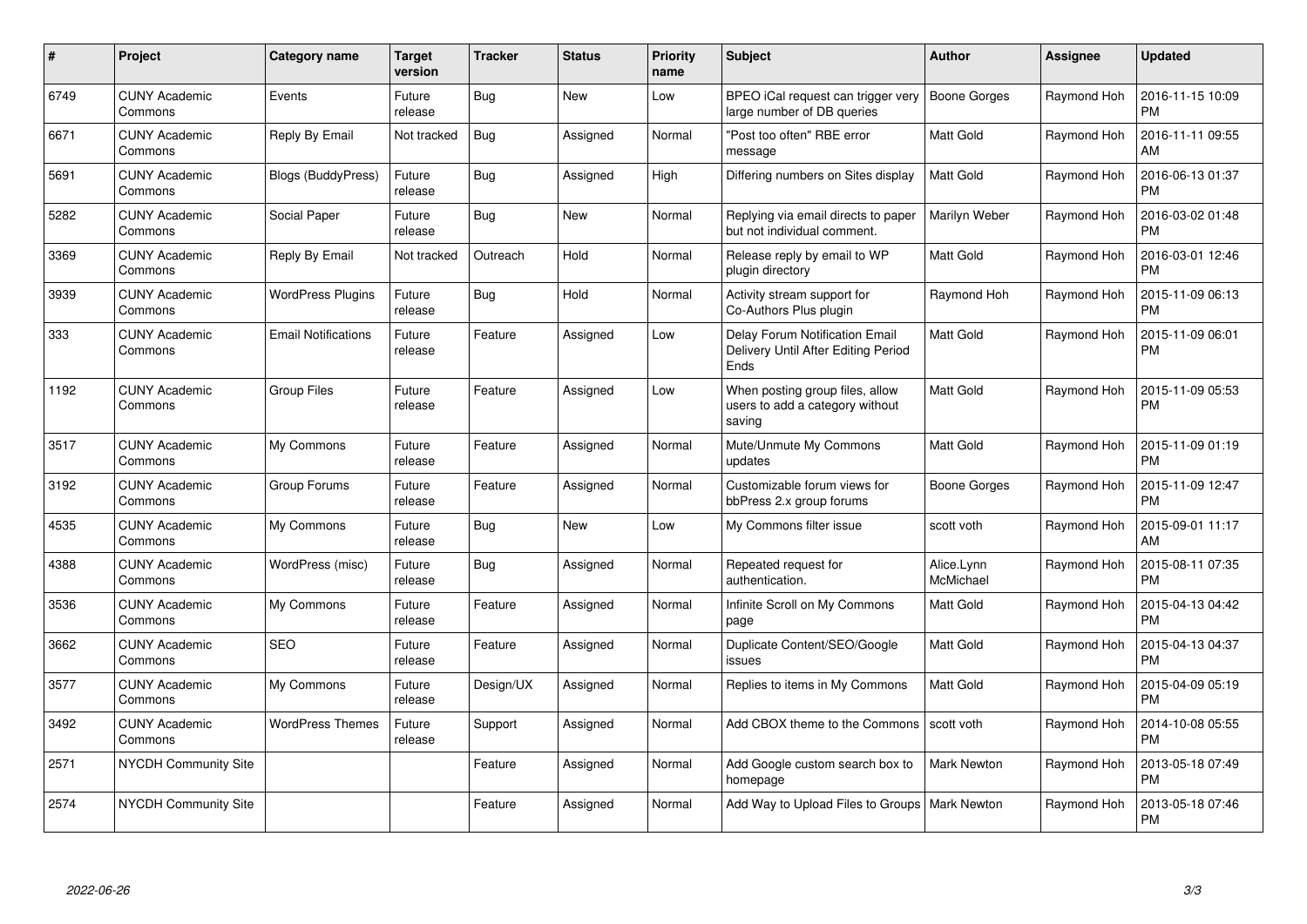| # | Project | Category name | Target version | Tracker | Status | Priority name | Subject | Author | Assignee | Updated |
|---|---|---|---|---|---|---|---|---|---|---|
| 6749 | CUNY Academic Commons | Events | Future release | Bug | New | Low | BPEO iCal request can trigger very large number of DB queries | Boone Gorges | Raymond Hoh | 2016-11-15 10:09 PM |
| 6671 | CUNY Academic Commons | Reply By Email | Not tracked | Bug | Assigned | Normal | "Post too often" RBE error message | Matt Gold | Raymond Hoh | 2016-11-11 09:55 AM |
| 5691 | CUNY Academic Commons | Blogs (BuddyPress) | Future release | Bug | Assigned | High | Differing numbers on Sites display | Matt Gold | Raymond Hoh | 2016-06-13 01:37 PM |
| 5282 | CUNY Academic Commons | Social Paper | Future release | Bug | New | Normal | Replying via email directs to paper but not individual comment. | Marilyn Weber | Raymond Hoh | 2016-03-02 01:48 PM |
| 3369 | CUNY Academic Commons | Reply By Email | Not tracked | Outreach | Hold | Normal | Release reply by email to WP plugin directory | Matt Gold | Raymond Hoh | 2016-03-01 12:46 PM |
| 3939 | CUNY Academic Commons | WordPress Plugins | Future release | Bug | Hold | Normal | Activity stream support for Co-Authors Plus plugin | Raymond Hoh | Raymond Hoh | 2015-11-09 06:13 PM |
| 333 | CUNY Academic Commons | Email Notifications | Future release | Feature | Assigned | Low | Delay Forum Notification Email Delivery Until After Editing Period Ends | Matt Gold | Raymond Hoh | 2015-11-09 06:01 PM |
| 1192 | CUNY Academic Commons | Group Files | Future release | Feature | Assigned | Low | When posting group files, allow users to add a category without saving | Matt Gold | Raymond Hoh | 2015-11-09 05:53 PM |
| 3517 | CUNY Academic Commons | My Commons | Future release | Feature | Assigned | Normal | Mute/Unmute My Commons updates | Matt Gold | Raymond Hoh | 2015-11-09 01:19 PM |
| 3192 | CUNY Academic Commons | Group Forums | Future release | Feature | Assigned | Normal | Customizable forum views for bbPress 2.x group forums | Boone Gorges | Raymond Hoh | 2015-11-09 12:47 PM |
| 4535 | CUNY Academic Commons | My Commons | Future release | Bug | New | Low | My Commons filter issue | scott voth | Raymond Hoh | 2015-09-01 11:17 AM |
| 4388 | CUNY Academic Commons | WordPress (misc) | Future release | Bug | Assigned | Normal | Repeated request for authentication. | Alice.Lynn McMichael | Raymond Hoh | 2015-08-11 07:35 PM |
| 3536 | CUNY Academic Commons | My Commons | Future release | Feature | Assigned | Normal | Infinite Scroll on My Commons page | Matt Gold | Raymond Hoh | 2015-04-13 04:42 PM |
| 3662 | CUNY Academic Commons | SEO | Future release | Feature | Assigned | Normal | Duplicate Content/SEO/Google issues | Matt Gold | Raymond Hoh | 2015-04-13 04:37 PM |
| 3577 | CUNY Academic Commons | My Commons | Future release | Design/UX | Assigned | Normal | Replies to items in My Commons | Matt Gold | Raymond Hoh | 2015-04-09 05:19 PM |
| 3492 | CUNY Academic Commons | WordPress Themes | Future release | Support | Assigned | Normal | Add CBOX theme to the Commons | scott voth | Raymond Hoh | 2014-10-08 05:55 PM |
| 2571 | NYCDH Community Site | | | Feature | Assigned | Normal | Add Google custom search box to homepage | Mark Newton | Raymond Hoh | 2013-05-18 07:49 PM |
| 2574 | NYCDH Community Site | | | Feature | Assigned | Normal | Add Way to Upload Files to Groups | Mark Newton | Raymond Hoh | 2013-05-18 07:46 PM |